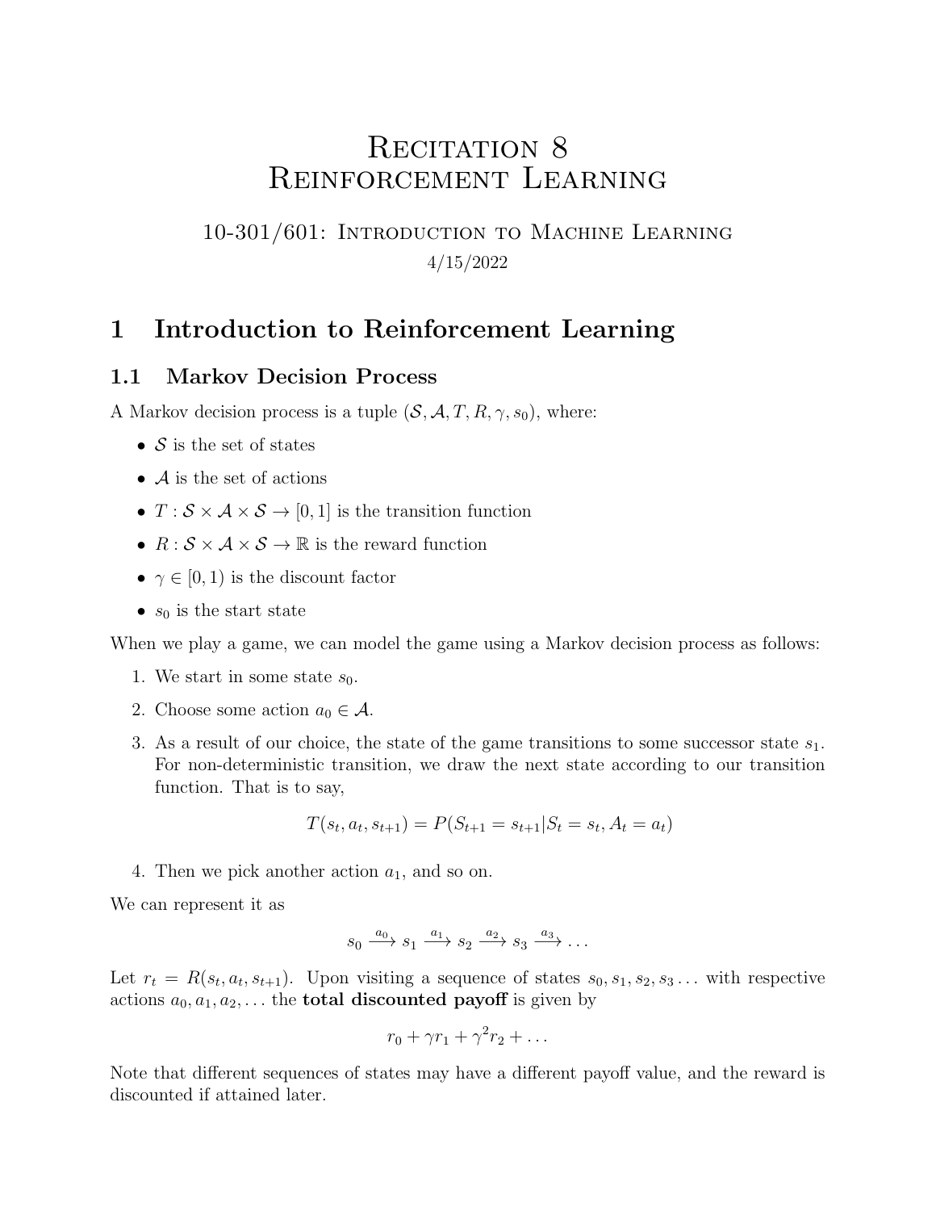# Recitation 8
# Reinforcement Learning

10-301/601: Introduction to Machine Learning

4/15/2022

## 1 Introduction to Reinforcement Learning

### 1.1 Markov Decision Process

A Markov decision process is a tuple $(\mathcal{S}, \mathcal{A}, T, R, \gamma, s_0)$, where:

- $\mathcal{S}$ is the set of states
- $\mathcal{A}$ is the set of actions
- $T : \mathcal{S} \times \mathcal{A} \times \mathcal{S} \to [0, 1]$ is the transition function
- $R : \mathcal{S} \times \mathcal{A} \times \mathcal{S} \to \mathbb{R}$ is the reward function
- $\gamma \in [0, 1)$ is the discount factor
- $s_0$ is the start state

When we play a game, we can model the game using a Markov decision process as follows:

1. We start in some state $s_0$.
2. Choose some action $a_0 \in \mathcal{A}$.
3. As a result of our choice, the state of the game transitions to some successor state $s_1$. For non-deterministic transition, we draw the next state according to our transition function. That is to say,

$$T(s_t, a_t, s_{t+1}) = P(S_{t+1} = s_{t+1} | S_t = s_t, A_t = a_t)$$

4. Then we pick another action $a_1$, and so on.

We can represent it as

$$s_0 \xrightarrow{a_0} s_1 \xrightarrow{a_1} s_2 \xrightarrow{a_2} s_3 \xrightarrow{a_3} \dots$$

Let $r_t = R(s_t, a_t, s_{t+1})$. Upon visiting a sequence of states $s_0, s_1, s_2, s_3 \dots$ with respective actions $a_0, a_1, a_2, \dots$ the **total discounted payoff** is given by

$$r_0 + \gamma r_1 + \gamma^2 r_2 + \dots$$

Note that different sequences of states may have a different payoff value, and the reward is discounted if attained later.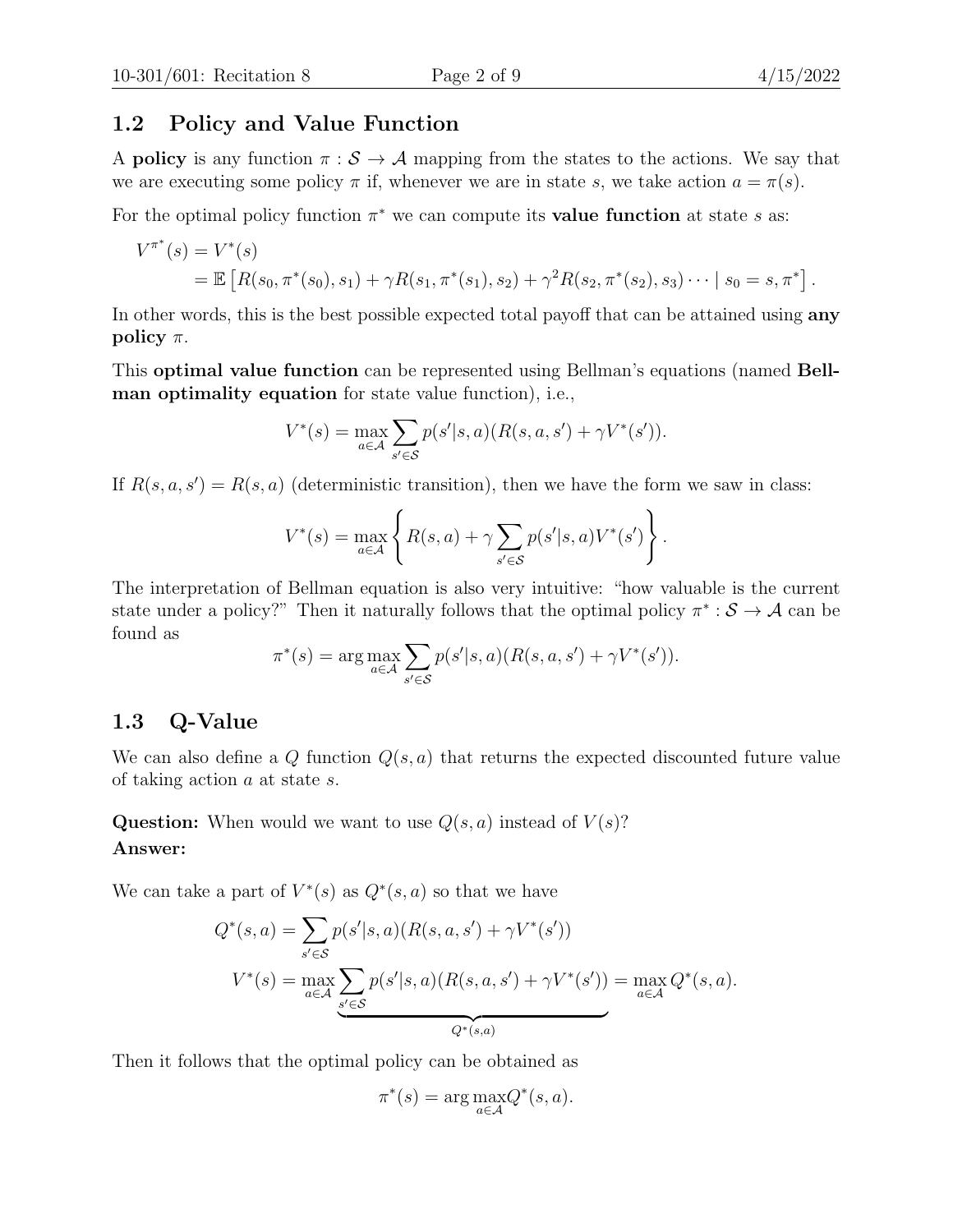## 1.2 Policy and Value Function

A **policy** is any function $\pi : \mathcal{S} \to \mathcal{A}$ mapping from the states to the actions. We say that we are executing some policy $\pi$ if, whenever we are in state $s$, we take action $a = \pi(s)$.

For the optimal policy function $\pi^*$ we can compute its **value function** at state $s$ as:

$$
\begin{aligned}
V^{\pi^*}(s) &= V^*(s) \\
&= \mathbb{E}\left[R(s_0, \pi^*(s_0), s_1) + \gamma R(s_1, \pi^*(s_1), s_2) + \gamma^2 R(s_2, \pi^*(s_2), s_3) \cdots \mid s_0 = s, \pi^*\right].
\end{aligned}
$$

In other words, this is the best possible expected total payoff that can be attained using **any policy** $\pi$.

This **optimal value function** can be represented using Bellman's equations (named **Bellman optimality equation** for state value function), i.e.,

$$V^*(s) = \max_{a \in \mathcal{A}} \sum_{s' \in \mathcal{S}} p(s'|s,a)(R(s,a,s') + \gamma V^*(s')).$$

If $R(s,a,s') = R(s,a)$ (deterministic transition), then we have the form we saw in class:

$$V^*(s) = \max_{a \in \mathcal{A}} \left\{ R(s,a) + \gamma \sum_{s' \in \mathcal{S}} p(s'|s,a) V^*(s') \right\}.$$

The interpretation of Bellman equation is also very intuitive: "how valuable is the current state under a policy?" Then it naturally follows that the optimal policy $\pi^* : \mathcal{S} \to \mathcal{A}$ can be found as

$$\pi^*(s) = \arg\max_{a \in \mathcal{A}} \sum_{s' \in \mathcal{S}} p(s'|s,a)(R(s,a,s') + \gamma V^*(s')).$$

## 1.3 Q-Value

We can also define a $Q$ function $Q(s,a)$ that returns the expected discounted future value of taking action $a$ at state $s$.

**Question:** When would we want to use $Q(s,a)$ instead of $V(s)$?
**Answer:**

We can take a part of $V^*(s)$ as $Q^*(s,a)$ so that we have

$$
\begin{aligned}
Q^*(s,a) &= \sum_{s' \in \mathcal{S}} p(s'|s,a)(R(s,a,s') + \gamma V^*(s')) \\
V^*(s) &= \max_{a \in \mathcal{A}} \underbrace{\sum_{s' \in \mathcal{S}} p(s'|s,a)(R(s,a,s') + \gamma V^*(s'))}_{Q^*(s,a)} = \max_{a \in \mathcal{A}} Q^*(s,a).
\end{aligned}
$$

Then it follows that the optimal policy can be obtained as

$$\pi^*(s) = \arg\max_{a \in \mathcal{A}} Q^*(s,a).$$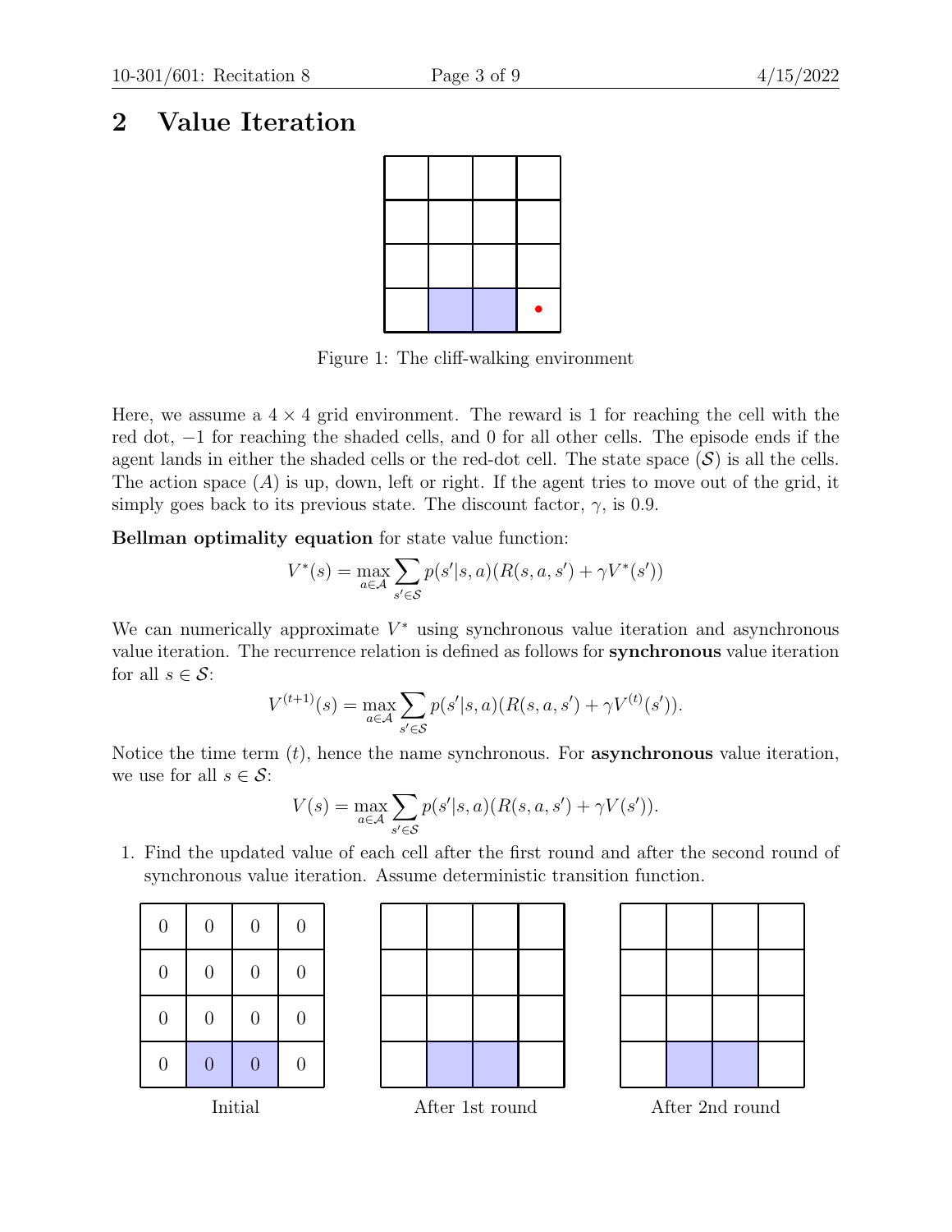## 2 Value Iteration

|  |  |  |  |
|---|---|---|---|
|  |  |  |  |
|  |  |  |  |
|  |  |  |  |
|  |  |  | • |

Figure 1: The cliff-walking environment

Here, we assume a $4 \times 4$ grid environment. The reward is 1 for reaching the cell with the red dot, $-1$ for reaching the shaded cells, and 0 for all other cells. The episode ends if the agent lands in either the shaded cells or the red-dot cell. The state space ($\mathcal{S}$) is all the cells. The action space ($A$) is up, down, left or right. If the agent tries to move out of the grid, it simply goes back to its previous state. The discount factor, $\gamma$, is 0.9.

**Bellman optimality equation** for state value function:

$$V^*(s) = \max_{a \in \mathcal{A}} \sum_{s' \in \mathcal{S}} p(s'|s,a)(R(s,a,s') + \gamma V^*(s'))$$

We can numerically approximate $V^*$ using synchronous value iteration and asynchronous value iteration. The recurrence relation is defined as follows for **synchronous** value iteration for all $s \in \mathcal{S}$:

$$V^{(t+1)}(s) = \max_{a \in \mathcal{A}} \sum_{s' \in \mathcal{S}} p(s'|s,a)(R(s,a,s') + \gamma V^{(t)}(s')).$$

Notice the time term $(t)$, hence the name synchronous. For **asynchronous** value iteration, we use for all $s \in \mathcal{S}$:

$$V(s) = \max_{a \in \mathcal{A}} \sum_{s' \in \mathcal{S}} p(s'|s,a)(R(s,a,s') + \gamma V(s')).$$

1. Find the updated value of each cell after the first round and after the second round of synchronous value iteration. Assume deterministic transition function.

Initial:

|  |  |  |  |
|---|---|---|---|
| 0 | 0 | 0 | 0 |
| 0 | 0 | 0 | 0 |
| 0 | 0 | 0 | 0 |
| 0 | 0 | 0 | 0 |

After 1st round:

|  |  |  |  |
|---|---|---|---|
|  |  |  |  |
|  |  |  |  |
|  |  |  |  |
|  |  |  |  |

After 2nd round:

|  |  |  |  |
|---|---|---|---|
|  |  |  |  |
|  |  |  |  |
|  |  |  |  |
|  |  |  |  |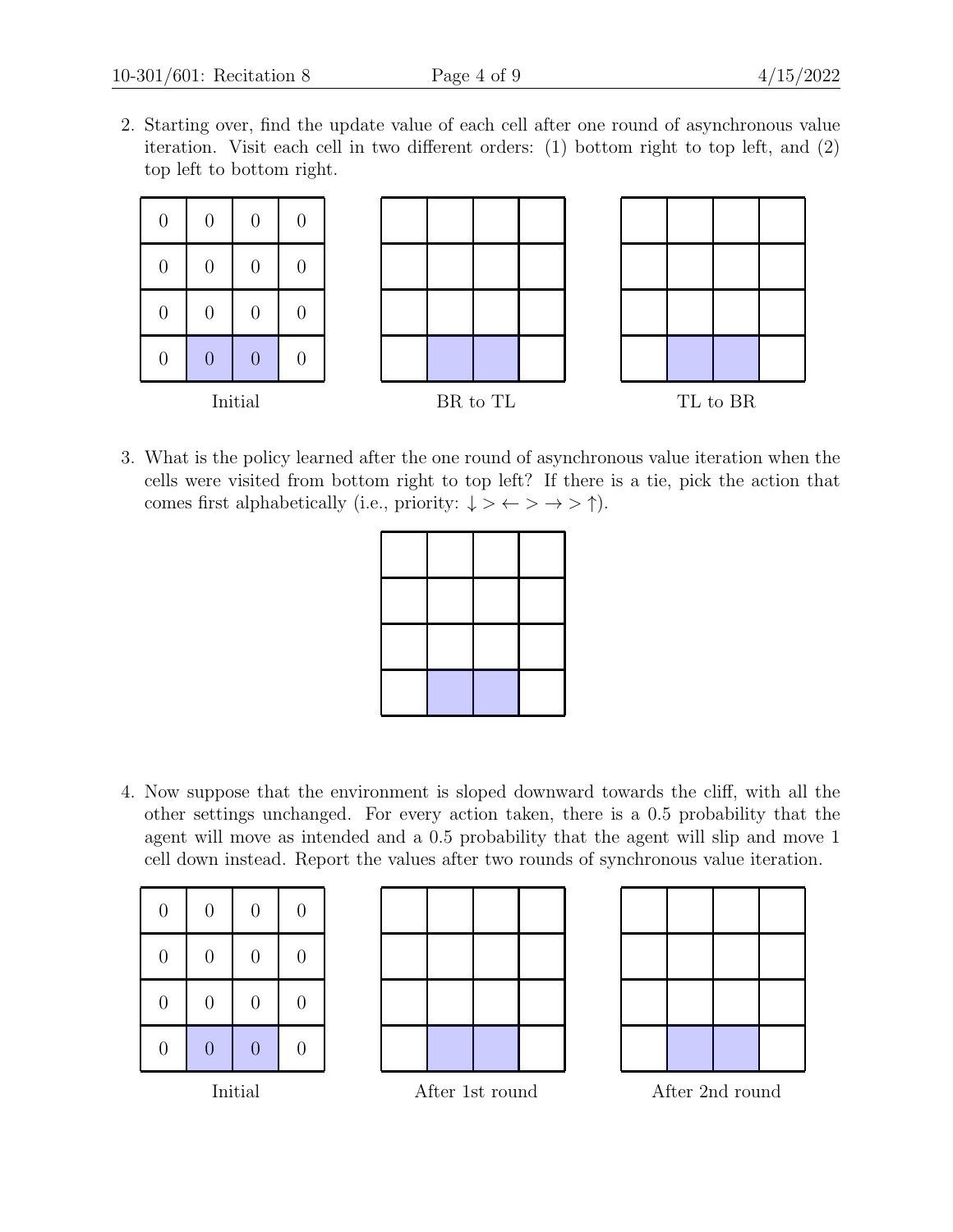2. Starting over, find the update value of each cell after one round of asynchronous value iteration. Visit each cell in two different orders: (1) bottom right to top left, and (2) top left to bottom right.

**Initial**

| | | | |
|---|---|---|---|
| 0 | 0 | 0 | 0 |
| 0 | 0 | 0 | 0 |
| 0 | 0 | 0 | 0 |
| 0 | 0 | 0 | 0 |

**BR to TL**

| | | | |
|---|---|---|---|
| | | | |
| | | | |
| | | | |
| | | | |

**TL to BR**

| | | | |
|---|---|---|---|
| | | | |
| | | | |
| | | | |
| | | | |

3. What is the policy learned after the one round of asynchronous value iteration when the cells were visited from bottom right to top left? If there is a tie, pick the action that comes first alphabetically (i.e., priority: $\downarrow > \leftarrow > \rightarrow > \uparrow$).

| | | | |
|---|---|---|---|
| | | | |
| | | | |
| | | | |
| | | | |

4. Now suppose that the environment is sloped downward towards the cliff, with all the other settings unchanged. For every action taken, there is a 0.5 probability that the agent will move as intended and a 0.5 probability that the agent will slip and move 1 cell down instead. Report the values after two rounds of synchronous value iteration.

**Initial**

| | | | |
|---|---|---|---|
| 0 | 0 | 0 | 0 |
| 0 | 0 | 0 | 0 |
| 0 | 0 | 0 | 0 |
| 0 | 0 | 0 | 0 |

**After 1st round**

| | | | |
|---|---|---|---|
| | | | |
| | | | |
| | | | |
| | | | |

**After 2nd round**

| | | | |
|---|---|---|---|
| | | | |
| | | | |
| | | | |
| | | | |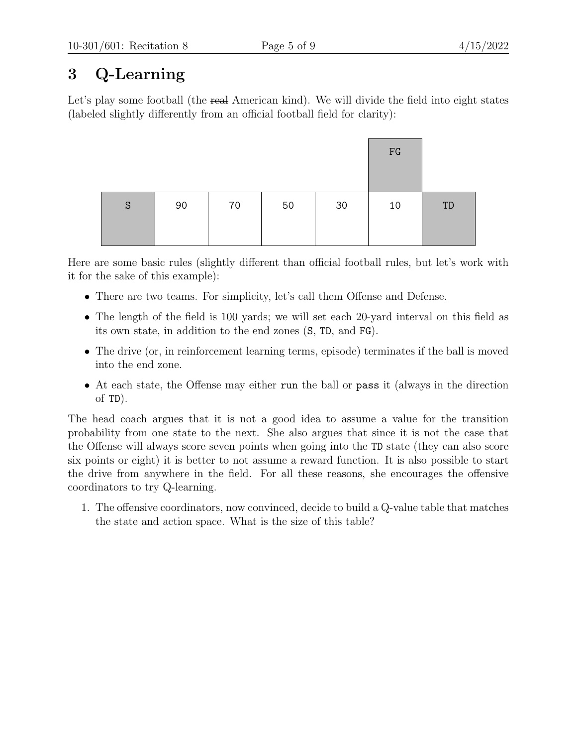# 3 Q-Learning

Let's play some football (the ~~real~~ American kind). We will divide the field into eight states (labeled slightly differently from an official football field for clarity):

| | | | | | FG | |
|---|---|---|---|---|---|---|
| S | 90 | 70 | 50 | 30 | 10 | TD |

Here are some basic rules (slightly different than official football rules, but let's work with it for the sake of this example):

- There are two teams. For simplicity, let's call them Offense and Defense.
- The length of the field is 100 yards; we will set each 20-yard interval on this field as its own state, in addition to the end zones (S, TD, and FG).
- The drive (or, in reinforcement learning terms, episode) terminates if the ball is moved into the end zone.
- At each state, the Offense may either `run` the ball or `pass` it (always in the direction of TD).

The head coach argues that it is not a good idea to assume a value for the transition probability from one state to the next. She also argues that since it is not the case that the Offense will always score seven points when going into the TD state (they can also score six points or eight) it is better to not assume a reward function. It is also possible to start the drive from anywhere in the field. For all these reasons, she encourages the offensive coordinators to try Q-learning.

1. The offensive coordinators, now convinced, decide to build a Q-value table that matches the state and action space. What is the size of this table?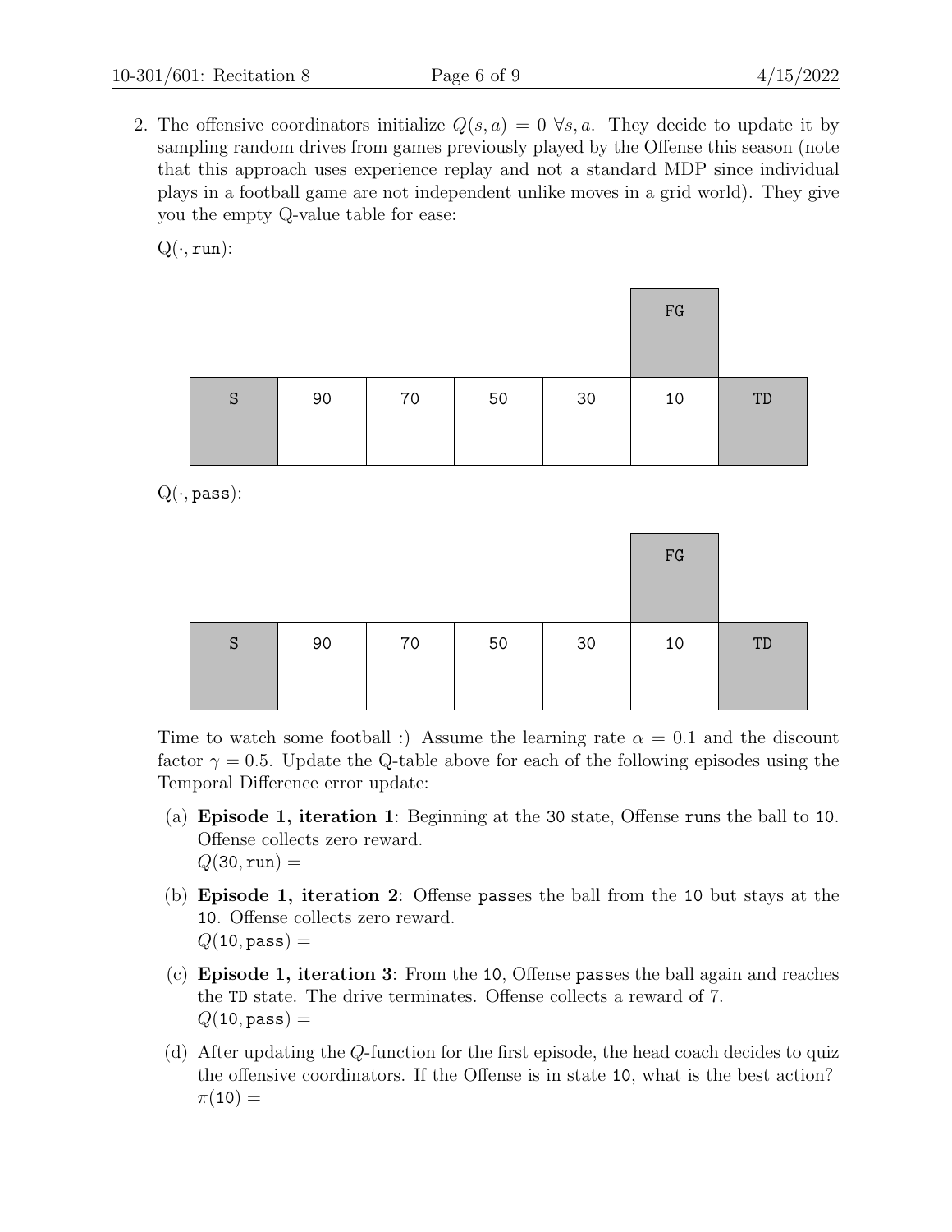2. The offensive coordinators initialize $Q(s, a) = 0 \ \forall s, a$. They decide to update it by sampling random drives from games previously played by the Offense this season (note that this approach uses experience replay and not a standard MDP since individual plays in a football game are not independent unlike moves in a grid world). They give you the empty Q-value table for ease:

   Q($\cdot$, `run`):

   | | | | | | FG | |
   |---|---|---|---|---|---|---|
   | S | 90 | 70 | 50 | 30 | 10 | TD |

   Q($\cdot$, `pass`):

   | | | | | | FG | |
   |---|---|---|---|---|---|---|
   | S | 90 | 70 | 50 | 30 | 10 | TD |

   Time to watch some football :) Assume the learning rate $\alpha = 0.1$ and the discount factor $\gamma = 0.5$. Update the Q-table above for each of the following episodes using the Temporal Difference error update:

   (a) **Episode 1, iteration 1**: Beginning at the `30` state, Offense `run`s the ball to `10`. Offense collects zero reward.
   $Q(\texttt{30}, \texttt{run}) =$

   (b) **Episode 1, iteration 2**: Offense `pass`es the ball from the `10` but stays at the `10`. Offense collects zero reward.
   $Q(\texttt{10}, \texttt{pass}) =$

   (c) **Episode 1, iteration 3**: From the `10`, Offense `pass`es the ball again and reaches the `TD` state. The drive terminates. Offense collects a reward of 7.
   $Q(\texttt{10}, \texttt{pass}) =$

   (d) After updating the $Q$-function for the first episode, the head coach decides to quiz the offensive coordinators. If the Offense is in state `10`, what is the best action?
   $\pi(\texttt{10}) =$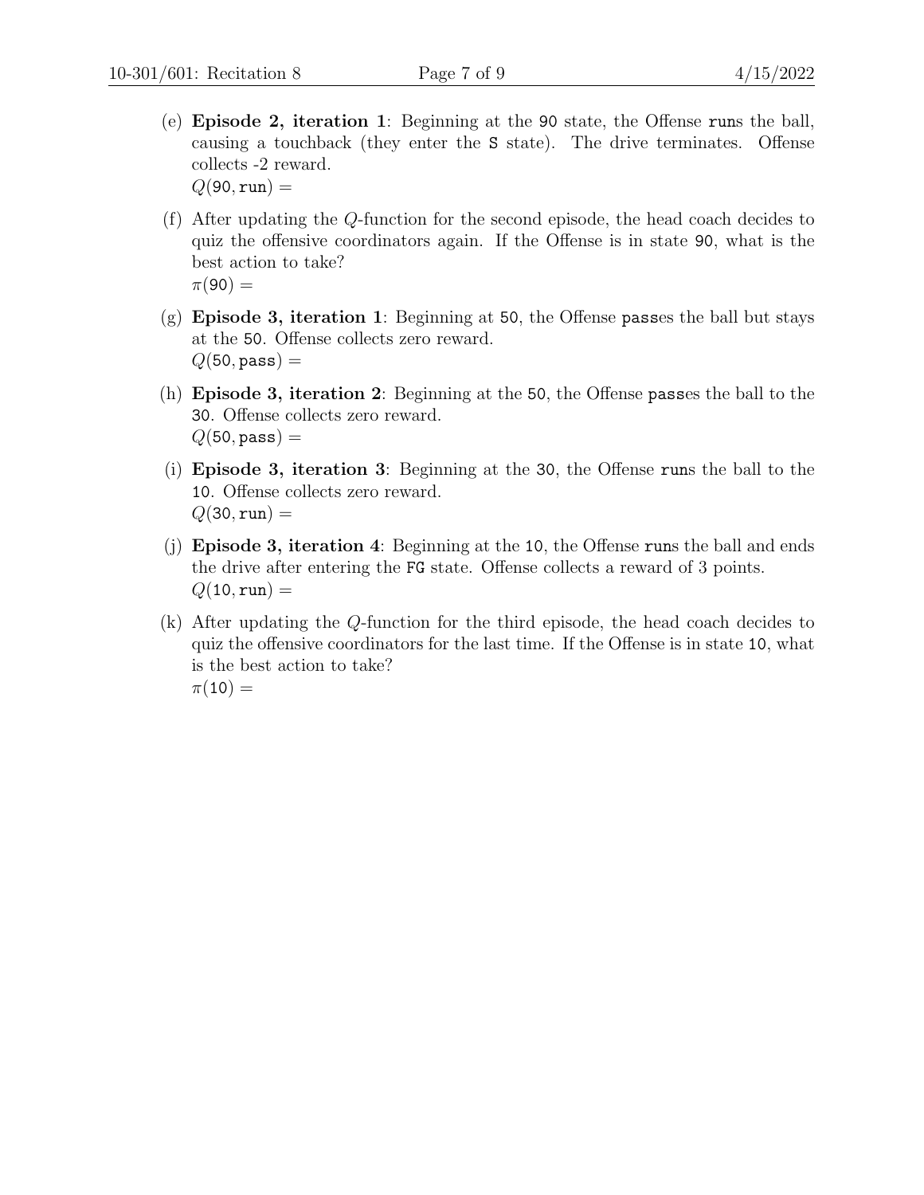(e) **Episode 2, iteration 1**: Beginning at the `90` state, the Offense `run`s the ball, causing a touchback (they enter the `S` state). The drive terminates. Offense collects -2 reward.
$Q(\texttt{90}, \texttt{run}) =$

(f) After updating the $Q$-function for the second episode, the head coach decides to quiz the offensive coordinators again. If the Offense is in state `90`, what is the best action to take?
$\pi(\texttt{90}) =$

(g) **Episode 3, iteration 1**: Beginning at `50`, the Offense `pass`es the ball but stays at the `50`. Offense collects zero reward.
$Q(\texttt{50}, \texttt{pass}) =$

(h) **Episode 3, iteration 2**: Beginning at the `50`, the Offense `pass`es the ball to the `30`. Offense collects zero reward.
$Q(\texttt{50}, \texttt{pass}) =$

(i) **Episode 3, iteration 3**: Beginning at the `30`, the Offense `run`s the ball to the `10`. Offense collects zero reward.
$Q(\texttt{30}, \texttt{run}) =$

(j) **Episode 3, iteration 4**: Beginning at the `10`, the Offense `run`s the ball and ends the drive after entering the `FG` state. Offense collects a reward of 3 points.
$Q(\texttt{10}, \texttt{run}) =$

(k) After updating the $Q$-function for the third episode, the head coach decides to quiz the offensive coordinators for the last time. If the Offense is in state `10`, what is the best action to take?
$\pi(\texttt{10}) =$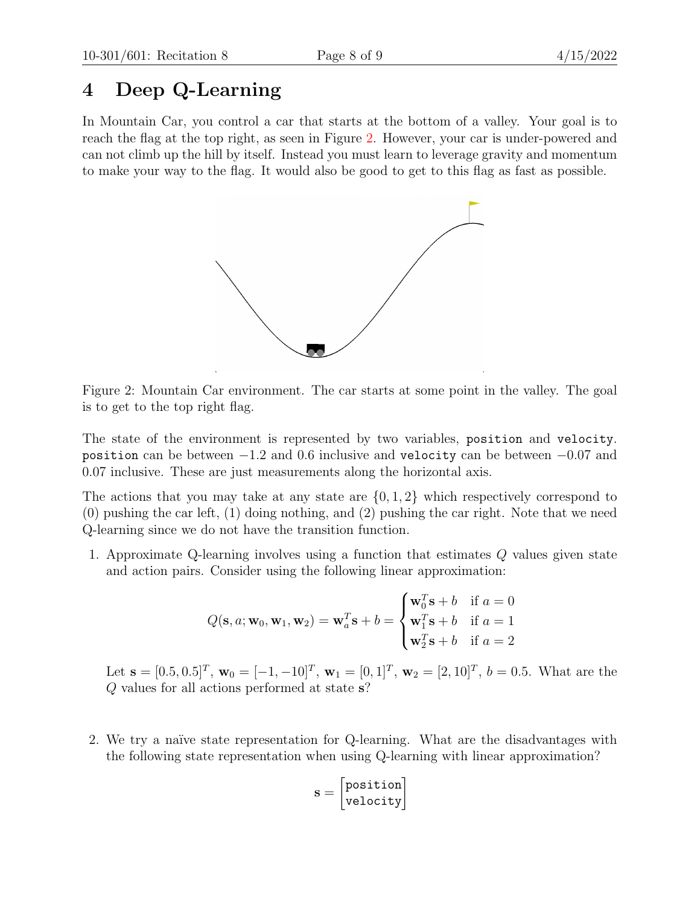# 4 Deep Q-Learning

In Mountain Car, you control a car that starts at the bottom of a valley. Your goal is to reach the flag at the top right, as seen in Figure 2. However, your car is under-powered and can not climb up the hill by itself. Instead you must learn to leverage gravity and momentum to make your way to the flag. It would also be good to get to this flag as fast as possible.

Figure 2: Mountain Car environment. The car starts at some point in the valley. The goal is to get to the top right flag.

The state of the environment is represented by two variables, `position` and `velocity`. `position` can be between $-1.2$ and $0.6$ inclusive and `velocity` can be between $-0.07$ and $0.07$ inclusive. These are just measurements along the horizontal axis.

The actions that you may take at any state are $\{0, 1, 2\}$ which respectively correspond to (0) pushing the car left, (1) doing nothing, and (2) pushing the car right. Note that we need Q-learning since we do not have the transition function.

1. Approximate Q-learning involves using a function that estimates $Q$ values given state and action pairs. Consider using the following linear approximation:

$$Q(\mathbf{s}, a; \mathbf{w}_0, \mathbf{w}_1, \mathbf{w}_2) = \mathbf{w}_a^T \mathbf{s} + b = \begin{cases} \mathbf{w}_0^T \mathbf{s} + b & \text{if } a = 0 \\ \mathbf{w}_1^T \mathbf{s} + b & \text{if } a = 1 \\ \mathbf{w}_2^T \mathbf{s} + b & \text{if } a = 2 \end{cases}$$

Let $\mathbf{s} = [0.5, 0.5]^T$, $\mathbf{w}_0 = [-1, -10]^T$, $\mathbf{w}_1 = [0, 1]^T$, $\mathbf{w}_2 = [2, 10]^T$, $b = 0.5$. What are the $Q$ values for all actions performed at state $\mathbf{s}$?

2. We try a naïve state representation for Q-learning. What are the disadvantages with the following state representation when using Q-learning with linear approximation?

$$\mathbf{s} = \begin{bmatrix} \texttt{position} \\ \texttt{velocity} \end{bmatrix}$$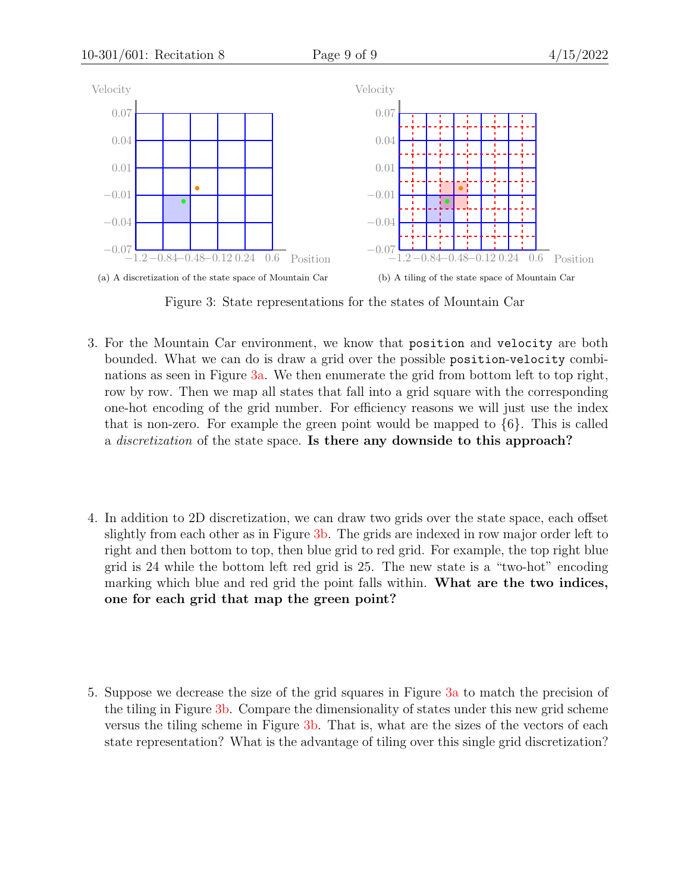Velocity

0.07
0.04
0.01
−0.01
−0.04
−0.07

−1.2 −0.84 −0.48 −0.12 0.24 0.6 Position

(a) A discretization of the state space of Mountain Car

Velocity

0.07
0.04
0.01
−0.01
−0.04
−0.07

−1.2 −0.84 −0.48 −0.12 0.24 0.6 Position

(b) A tiling of the state space of Mountain Car

Figure 3: State representations for the states of Mountain Car

3. For the Mountain Car environment, we know that `position` and `velocity` are both bounded. What we can do is draw a grid over the possible `position`-`velocity` combinations as seen in Figure 3a. We then enumerate the grid from bottom left to top right, row by row. Then we map all states that fall into a grid square with the corresponding one-hot encoding of the grid number. For efficiency reasons we will just use the index that is non-zero. For example the green point would be mapped to $\{6\}$. This is called a *discretization* of the state space. **Is there any downside to this approach?**

4. In addition to 2D discretization, we can draw two grids over the state space, each offset slightly from each other as in Figure 3b. The grids are indexed in row major order left to right and then bottom to top, then blue grid to red grid. For example, the top right blue grid is 24 while the bottom left red grid is 25. The new state is a "two-hot" encoding marking which blue and red grid the point falls within. **What are the two indices, one for each grid that map the green point?**

5. Suppose we decrease the size of the grid squares in Figure 3a to match the precision of the tiling in Figure 3b. Compare the dimensionality of states under this new grid scheme versus the tiling scheme in Figure 3b. That is, what are the sizes of the vectors of each state representation? What is the advantage of tiling over this single grid discretization?